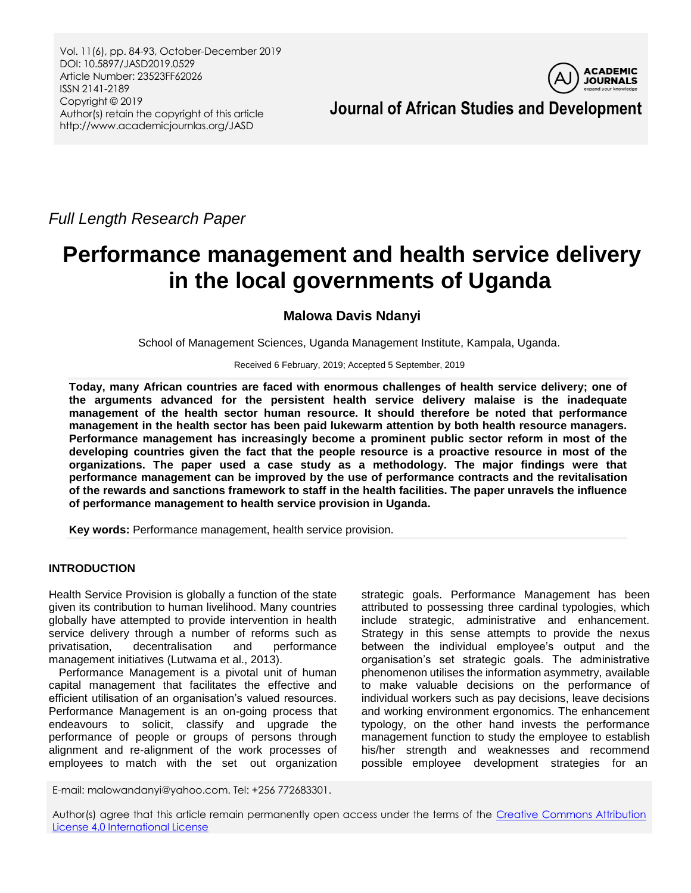*Full Length Research Paper*

# Performance management and health service delivery in the local governments of Uganda

**Malowa Davis Ndanyi**

School of Management Sciences, Uganda Management Institute, Kampala, Uganda.

Received 6 February, 2019; Accepted 5 September, 2019

**Today, many African countries are faced with enormous challenges of health service delivery; one of the arguments advanced for the persistent health service delivery malaise is the inadequate management of the health sector human resource. It should therefore be noted that performance management in the health sector has been paid lukewarm attention by both health resource managers. Performance management has increasingly become a prominent public sector reform in most of the developing countries given the fact that the people resource is a proactive resource in most of the organizations. The paper used a case study as a methodology. The major findings were that performance management can be improved by the use of performance contracts and the revitalisation of the rewards and sanctions framework to staff in the health facilities. The paper unravels the influence of performance management to health service provision in Uganda.**

**Key words:** Performance management, health service provision.

## INTRODUCTION

Health Service Provision is globally a function of the state given its contribution to human livelihood. Many countries globally have attempted to provide intervention in health service delivery through a number of reforms such as privatisation, decentralisation and performance management initiatives (Lutwama et al., 2013).

Performance Management is a pivotal unit of human capital management that facilitates the effective and efficient utilisation of an organisation's valued resources. Performance Management is an on-going process that endeavours to solicit, classify and upgrade the performance of people or groups of persons through alignment and re-alignment of the work processes of employees to match with the set out organization strategic goals. Performance Management has been attributed to possessing three cardinal typologies, which include strategic, administrative and enhancement. Strategy in this sense attempts to provide the nexus between the individual employee's output and the organisation's set strategic goals. The administrative phenomenon utilises the information asymmetry, available to make valuable decisions on the performance of individual workers such as pay decisions, leave decisions and working environment ergonomics. The enhancement typology, on the other hand invests the performance management function to study the employee to establish his/her strength and weaknesses and recommend possible employee development strategies for an

E-mail: malowandanyi@yahoo.com. Tel: +256 772683301.

Author(s) agree that this article remain permanently open access under the terms of the Creative Commons Attribution License 4.0 International License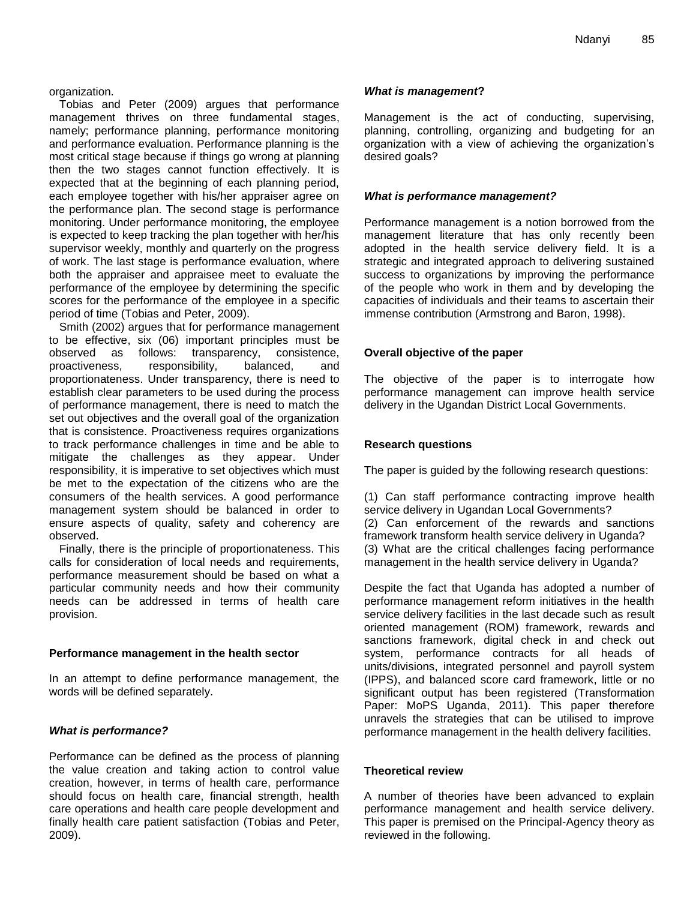organization.

Tobias and Peter (2009) argues that performance management thrives on three fundamental stages, namely; performance planning, performance monitoring and performance evaluation. Performance planning is the most critical stage because if things go wrong at planning then the two stages cannot function effectively. It is expected that at the beginning of each planning period, each employee together with his/her appraiser agree on the performance plan. The second stage is performance monitoring. Under performance monitoring, the employee is expected to keep tracking the plan together with her/his supervisor weekly, monthly and quarterly on the progress of work. The last stage is performance evaluation, where both the appraiser and appraisee meet to evaluate the performance of the employee by determining the specific scores for the performance of the employee in a specific period of time (Tobias and Peter, 2009).

Smith (2002) argues that for performance management to be effective, six (06) important principles must be observed as follows: transparency, consistence, proactiveness, responsibility, balanced, and proportionateness. Under transparency, there is need to establish clear parameters to be used during the process of performance management, there is need to match the set out objectives and the overall goal of the organization that is consistence. Proactiveness requires organizations to track performance challenges in time and be able to mitigate the challenges as they appear. Under responsibility, it is imperative to set objectives which must be met to the expectation of the citizens who are the consumers of the health services. A good performance management system should be balanced in order to ensure aspects of quality, safety and coherency are observed.

Finally, there is the principle of proportionateness. This calls for consideration of local needs and requirements, performance measurement should be based on what a particular community needs and how their community needs can be addressed in terms of health care provision.

## Performance management in the health sector

In an attempt to define performance management, the words will be defined separately.

### *What is performance?*

Performance can be defined as the process of planning the value creation and taking action to control value creation, however, in terms of health care, performance should focus on health care, financial strength, health care operations and health care people development and finally health care patient satisfaction (Tobias and Peter, 2009).

### *What is management?*

Management is the act of conducting, supervising, planning, controlling, organizing and budgeting for an organization with a view of achieving the organization's desired goals?

### *What is performance management?*

Performance management is a notion borrowed from the management literature that has only recently been adopted in the health service delivery field. It is a strategic and integrated approach to delivering sustained success to organizations by improving the performance of the people who work in them and by developing the capacities of individuals and their teams to ascertain their immense contribution (Armstrong and Baron, 1998).

## Overall objective of the paper

The objective of the paper is to interrogate how performance management can improve health service delivery in the Ugandan District Local Governments.

## Research questions

The paper is guided by the following research questions:

(1) Can staff performance contracting improve health service delivery in Ugandan Local Governments?
(2) Can enforcement of the rewards and sanctions framework transform health service delivery in Uganda?
(3) What are the critical challenges facing performance management in the health service delivery in Uganda?

Despite the fact that Uganda has adopted a number of performance management reform initiatives in the health service delivery facilities in the last decade such as result oriented management (ROM) framework, rewards and sanctions framework, digital check in and check out system, performance contracts for all heads of units/divisions, integrated personnel and payroll system (IPPS), and balanced score card framework, little or no significant output has been registered (Transformation Paper: MoPS Uganda, 2011). This paper therefore unravels the strategies that can be utilised to improve performance management in the health delivery facilities.

## Theoretical review

A number of theories have been advanced to explain performance management and health service delivery. This paper is premised on the Principal-Agency theory as reviewed in the following.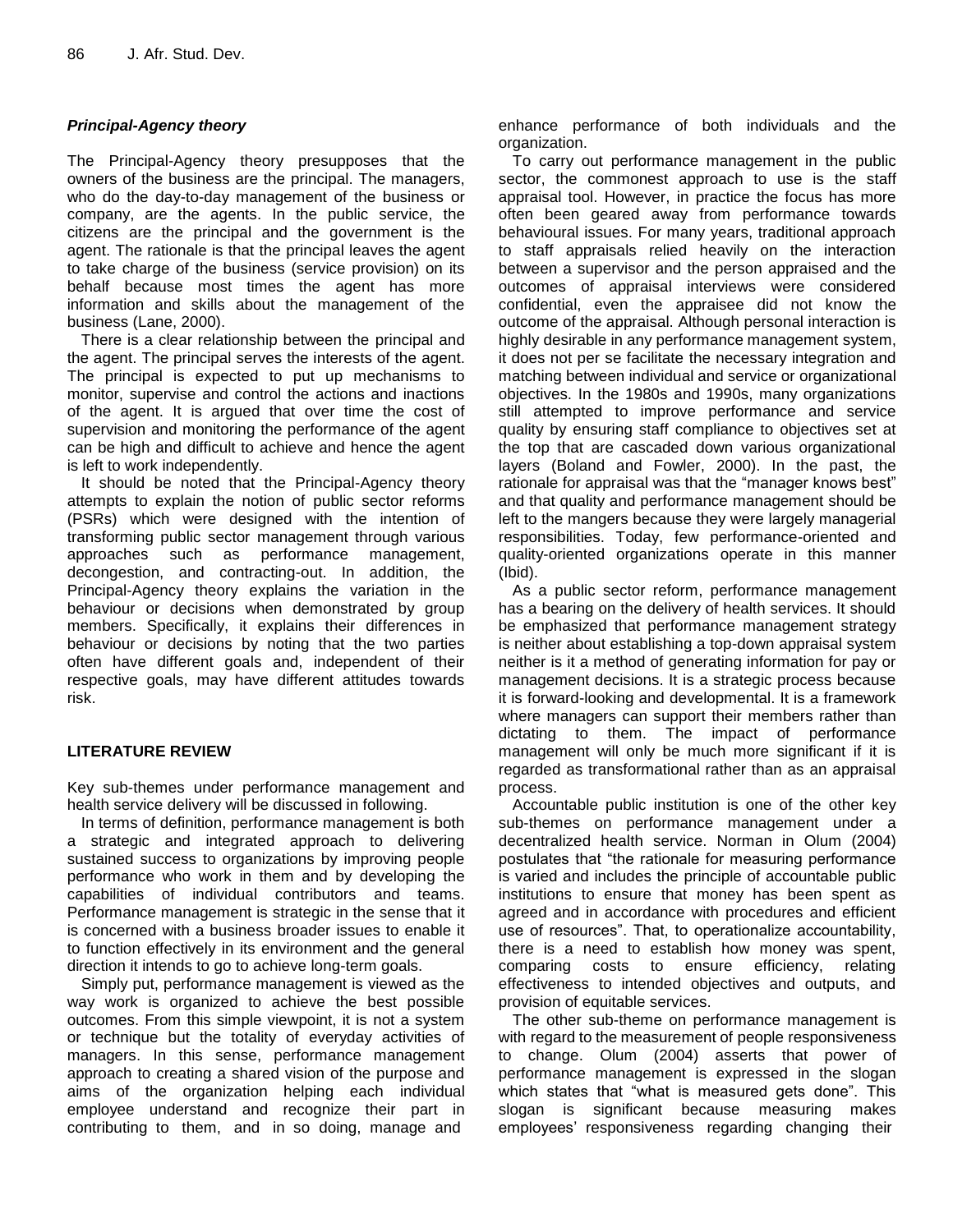***Principal-Agency theory***

The Principal-Agency theory presupposes that the owners of the business are the principal. The managers, who do the day-to-day management of the business or company, are the agents. In the public service, the citizens are the principal and the government is the agent. The rationale is that the principal leaves the agent to take charge of the business (service provision) on its behalf because most times the agent has more information and skills about the management of the business (Lane, 2000).

There is a clear relationship between the principal and the agent. The principal serves the interests of the agent. The principal is expected to put up mechanisms to monitor, supervise and control the actions and inactions of the agent. It is argued that over time the cost of supervision and monitoring the performance of the agent can be high and difficult to achieve and hence the agent is left to work independently.

It should be noted that the Principal-Agency theory attempts to explain the notion of public sector reforms (PSRs) which were designed with the intention of transforming public sector management through various approaches such as performance management, decongestion, and contracting-out. In addition, the Principal-Agency theory explains the variation in the behaviour or decisions when demonstrated by group members. Specifically, it explains their differences in behaviour or decisions by noting that the two parties often have different goals and, independent of their respective goals, may have different attitudes towards risk.

## LITERATURE REVIEW

Key sub-themes under performance management and health service delivery will be discussed in following.

In terms of definition, performance management is both a strategic and integrated approach to delivering sustained success to organizations by improving people performance who work in them and by developing the capabilities of individual contributors and teams. Performance management is strategic in the sense that it is concerned with a business broader issues to enable it to function effectively in its environment and the general direction it intends to go to achieve long-term goals.

Simply put, performance management is viewed as the way work is organized to achieve the best possible outcomes. From this simple viewpoint, it is not a system or technique but the totality of everyday activities of managers. In this sense, performance management approach to creating a shared vision of the purpose and aims of the organization helping each individual employee understand and recognize their part in contributing to them, and in so doing, manage and enhance performance of both individuals and the organization.

To carry out performance management in the public sector, the commonest approach to use is the staff appraisal tool. However, in practice the focus has more often been geared away from performance towards behavioural issues. For many years, traditional approach to staff appraisals relied heavily on the interaction between a supervisor and the person appraised and the outcomes of appraisal interviews were considered confidential, even the appraisee did not know the outcome of the appraisal. Although personal interaction is highly desirable in any performance management system, it does not per se facilitate the necessary integration and matching between individual and service or organizational objectives. In the 1980s and 1990s, many organizations still attempted to improve performance and service quality by ensuring staff compliance to objectives set at the top that are cascaded down various organizational layers (Boland and Fowler, 2000). In the past, the rationale for appraisal was that the "manager knows best" and that quality and performance management should be left to the mangers because they were largely managerial responsibilities. Today, few performance-oriented and quality-oriented organizations operate in this manner (Ibid).

As a public sector reform, performance management has a bearing on the delivery of health services. It should be emphasized that performance management strategy is neither about establishing a top-down appraisal system neither is it a method of generating information for pay or management decisions. It is a strategic process because it is forward-looking and developmental. It is a framework where managers can support their members rather than dictating to them. The impact of performance management will only be much more significant if it is regarded as transformational rather than as an appraisal process.

Accountable public institution is one of the other key sub-themes on performance management under a decentralized health service. Norman in Olum (2004) postulates that "the rationale for measuring performance is varied and includes the principle of accountable public institutions to ensure that money has been spent as agreed and in accordance with procedures and efficient use of resources". That, to operationalize accountability, there is a need to establish how money was spent, comparing costs to ensure efficiency, relating effectiveness to intended objectives and outputs, and provision of equitable services.

The other sub-theme on performance management is with regard to the measurement of people responsiveness to change. Olum (2004) asserts that power of performance management is expressed in the slogan which states that "what is measured gets done". This slogan is significant because measuring makes employees' responsiveness regarding changing their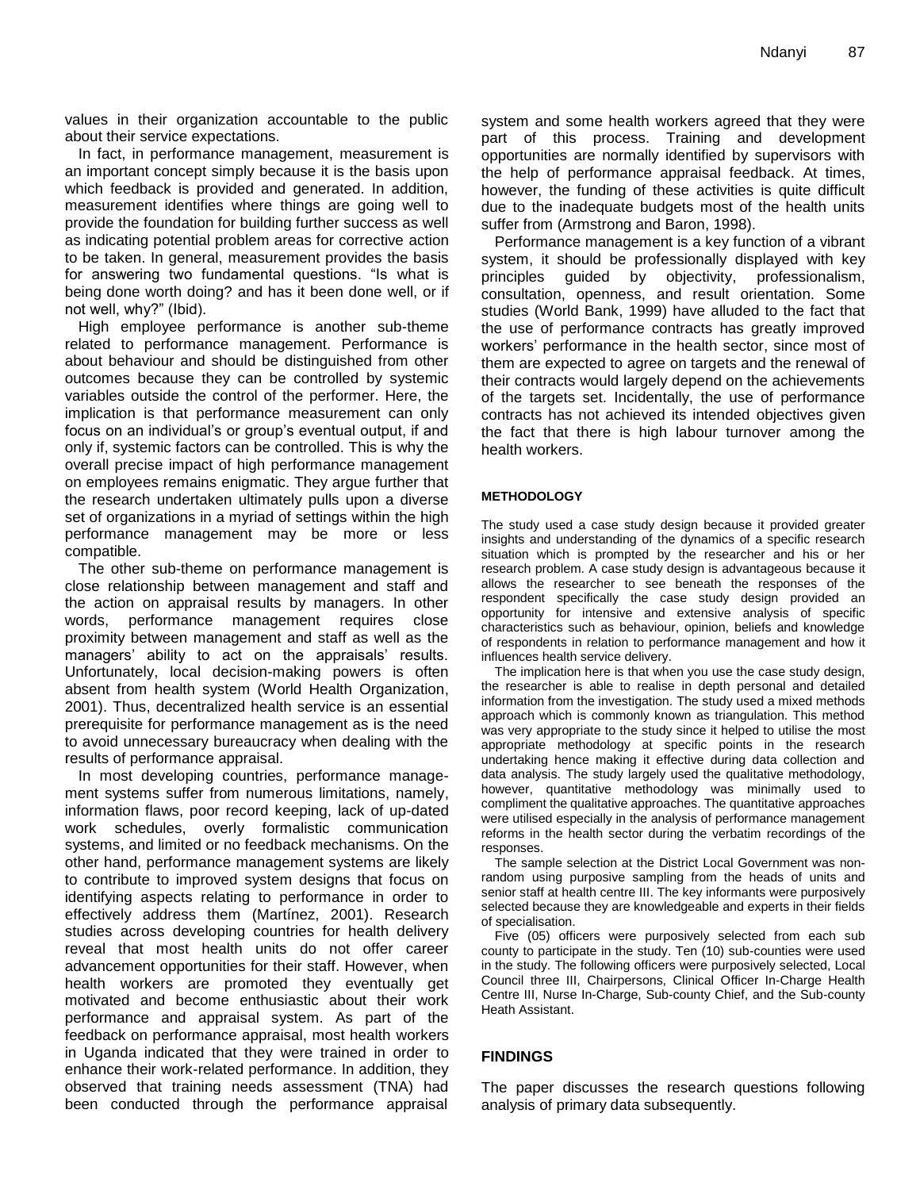values in their organization accountable to the public about their service expectations.

In fact, in performance management, measurement is an important concept simply because it is the basis upon which feedback is provided and generated. In addition, measurement identifies where things are going well to provide the foundation for building further success as well as indicating potential problem areas for corrective action to be taken. In general, measurement provides the basis for answering two fundamental questions. "Is what is being done worth doing? and has it been done well, or if not well, why?" (Ibid).

High employee performance is another sub-theme related to performance management. Performance is about behaviour and should be distinguished from other outcomes because they can be controlled by systemic variables outside the control of the performer. Here, the implication is that performance measurement can only focus on an individual's or group's eventual output, if and only if, systemic factors can be controlled. This is why the overall precise impact of high performance management on employees remains enigmatic. They argue further that the research undertaken ultimately pulls upon a diverse set of organizations in a myriad of settings within the high performance management may be more or less compatible.

The other sub-theme on performance management is close relationship between management and staff and the action on appraisal results by managers. In other words, performance management requires close proximity between management and staff as well as the managers' ability to act on the appraisals' results. Unfortunately, local decision-making powers is often absent from health system (World Health Organization, 2001). Thus, decentralized health service is an essential prerequisite for performance management as is the need to avoid unnecessary bureaucracy when dealing with the results of performance appraisal.

In most developing countries, performance management systems suffer from numerous limitations, namely, information flaws, poor record keeping, lack of up-dated work schedules, overly formalistic communication systems, and limited or no feedback mechanisms. On the other hand, performance management systems are likely to contribute to improved system designs that focus on identifying aspects relating to performance in order to effectively address them (Martínez, 2001). Research studies across developing countries for health delivery reveal that most health units do not offer career advancement opportunities for their staff. However, when health workers are promoted they eventually get motivated and become enthusiastic about their work performance and appraisal system. As part of the feedback on performance appraisal, most health workers in Uganda indicated that they were trained in order to enhance their work-related performance. In addition, they observed that training needs assessment (TNA) had been conducted through the performance appraisal system and some health workers agreed that they were part of this process. Training and development opportunities are normally identified by supervisors with the help of performance appraisal feedback. At times, however, the funding of these activities is quite difficult due to the inadequate budgets most of the health units suffer from (Armstrong and Baron, 1998).

Performance management is a key function of a vibrant system, it should be professionally displayed with key principles guided by objectivity, professionalism, consultation, openness, and result orientation. Some studies (World Bank, 1999) have alluded to the fact that the use of performance contracts has greatly improved workers' performance in the health sector, since most of them are expected to agree on targets and the renewal of their contracts would largely depend on the achievements of the targets set. Incidentally, the use of performance contracts has not achieved its intended objectives given the fact that there is high labour turnover among the health workers.

## METHODOLOGY

The study used a case study design because it provided greater insights and understanding of the dynamics of a specific research situation which is prompted by the researcher and his or her research problem. A case study design is advantageous because it allows the researcher to see beneath the responses of the respondent specifically the case study design provided an opportunity for intensive and extensive analysis of specific characteristics such as behaviour, opinion, beliefs and knowledge of respondents in relation to performance management and how it influences health service delivery.

The implication here is that when you use the case study design, the researcher is able to realise in depth personal and detailed information from the investigation. The study used a mixed methods approach which is commonly known as triangulation. This method was very appropriate to the study since it helped to utilise the most appropriate methodology at specific points in the research undertaking hence making it effective during data collection and data analysis. The study largely used the qualitative methodology, however, quantitative methodology was minimally used to compliment the qualitative approaches. The quantitative approaches were utilised especially in the analysis of performance management reforms in the health sector during the verbatim recordings of the responses.

The sample selection at the District Local Government was non-random using purposive sampling from the heads of units and senior staff at health centre III. The key informants were purposively selected because they are knowledgeable and experts in their fields of specialisation.

Five (05) officers were purposively selected from each sub county to participate in the study. Ten (10) sub-counties were used in the study. The following officers were purposively selected, Local Council three III, Chairpersons, Clinical Officer In-Charge Health Centre III, Nurse In-Charge, Sub-county Chief, and the Sub-county Heath Assistant.

## FINDINGS

The paper discusses the research questions following analysis of primary data subsequently.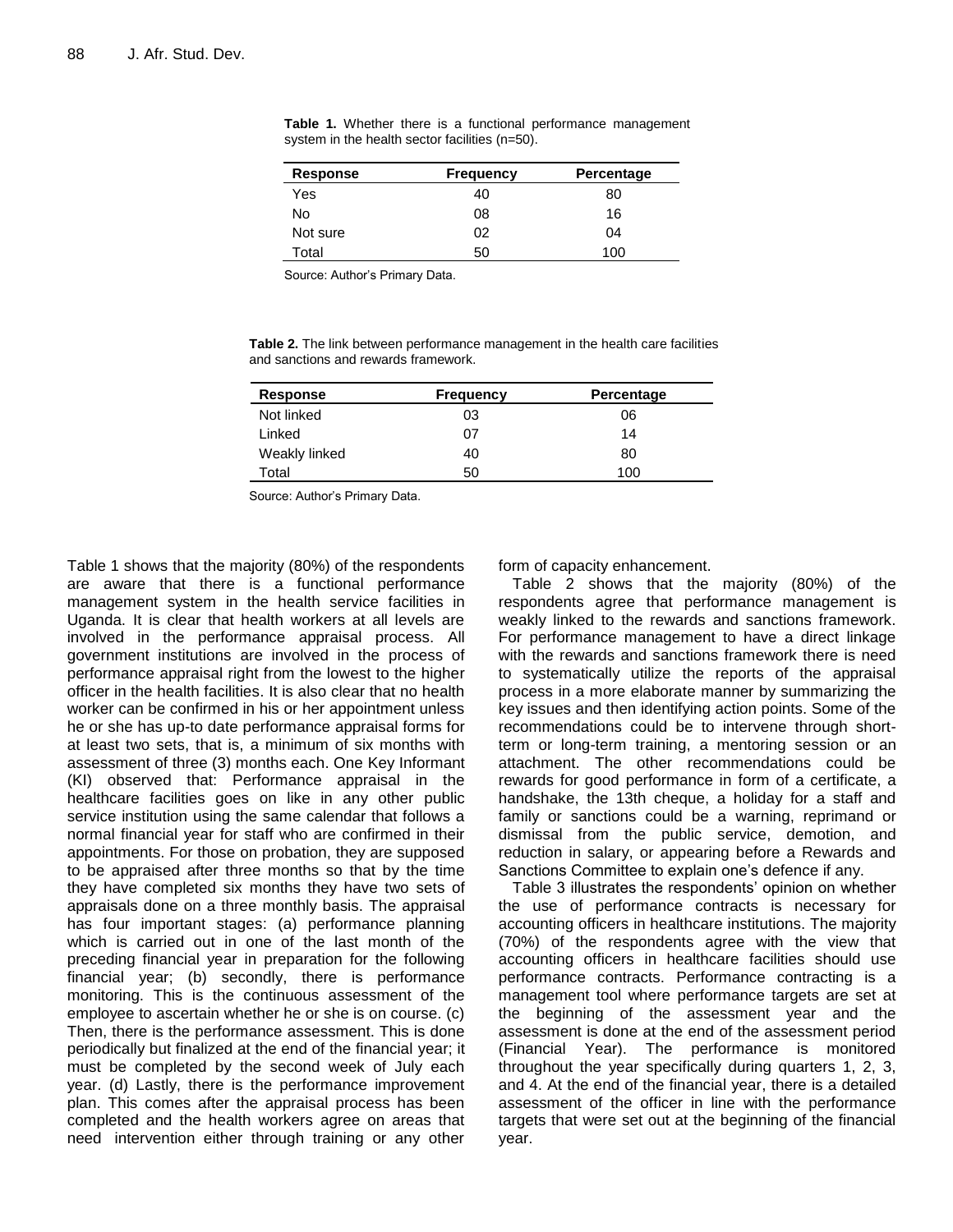**Table 1.** Whether there is a functional performance management system in the health sector facilities (n=50).

| Response | Frequency | Percentage |
|---|---|---|
| Yes | 40 | 80 |
| No | 08 | 16 |
| Not sure | 02 | 04 |
| Total | 50 | 100 |

Source: Author's Primary Data.

**Table 2.** The link between performance management in the health care facilities and sanctions and rewards framework.

| Response | Frequency | Percentage |
|---|---|---|
| Not linked | 03 | 06 |
| Linked | 07 | 14 |
| Weakly linked | 40 | 80 |
| Total | 50 | 100 |

Source: Author's Primary Data.

Table 1 shows that the majority (80%) of the respondents are aware that there is a functional performance management system in the health service facilities in Uganda. It is clear that health workers at all levels are involved in the performance appraisal process. All government institutions are involved in the process of performance appraisal right from the lowest to the higher officer in the health facilities. It is also clear that no health worker can be confirmed in his or her appointment unless he or she has up-to date performance appraisal forms for at least two sets, that is, a minimum of six months with assessment of three (3) months each. One Key Informant (KI) observed that: Performance appraisal in the healthcare facilities goes on like in any other public service institution using the same calendar that follows a normal financial year for staff who are confirmed in their appointments. For those on probation, they are supposed to be appraised after three months so that by the time they have completed six months they have two sets of appraisals done on a three monthly basis. The appraisal has four important stages: (a) performance planning which is carried out in one of the last month of the preceding financial year in preparation for the following financial year; (b) secondly, there is performance monitoring. This is the continuous assessment of the employee to ascertain whether he or she is on course. (c) Then, there is the performance assessment. This is done periodically but finalized at the end of the financial year; it must be completed by the second week of July each year. (d) Lastly, there is the performance improvement plan. This comes after the appraisal process has been completed and the health workers agree on areas that need intervention either through training or any other form of capacity enhancement.

Table 2 shows that the majority (80%) of the respondents agree that performance management is weakly linked to the rewards and sanctions framework. For performance management to have a direct linkage with the rewards and sanctions framework there is need to systematically utilize the reports of the appraisal process in a more elaborate manner by summarizing the key issues and then identifying action points. Some of the recommendations could be to intervene through short-term or long-term training, a mentoring session or an attachment. The other recommendations could be rewards for good performance in form of a certificate, a handshake, the 13th cheque, a holiday for a staff and family or sanctions could be a warning, reprimand or dismissal from the public service, demotion, and reduction in salary, or appearing before a Rewards and Sanctions Committee to explain one's defence if any.

Table 3 illustrates the respondents' opinion on whether the use of performance contracts is necessary for accounting officers in healthcare institutions. The majority (70%) of the respondents agree with the view that accounting officers in healthcare facilities should use performance contracts. Performance contracting is a management tool where performance targets are set at the beginning of the assessment year and the assessment is done at the end of the assessment period (Financial Year). The performance is monitored throughout the year specifically during quarters 1, 2, 3, and 4. At the end of the financial year, there is a detailed assessment of the officer in line with the performance targets that were set out at the beginning of the financial year.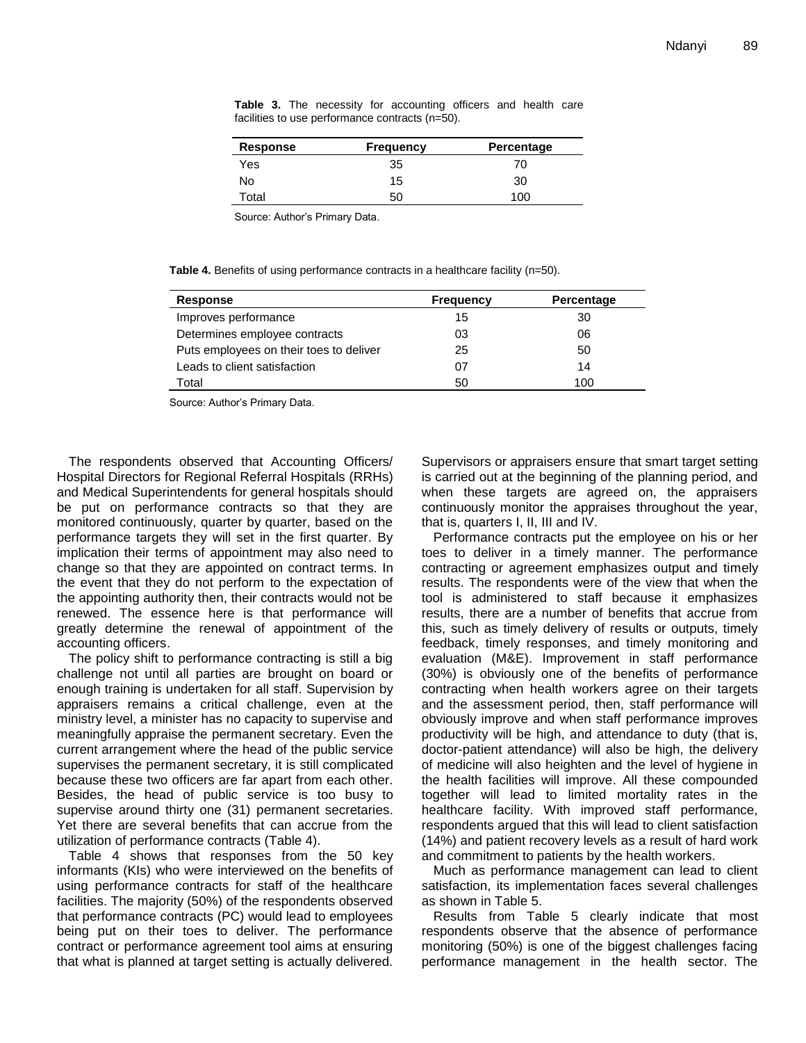**Table 3.** The necessity for accounting officers and health care facilities to use performance contracts (n=50).

| Response | Frequency | Percentage |
|---|---|---|
| Yes | 35 | 70 |
| No | 15 | 30 |
| Total | 50 | 100 |

Source: Author's Primary Data.

**Table 4.** Benefits of using performance contracts in a healthcare facility (n=50).

| Response | Frequency | Percentage |
|---|---|---|
| Improves performance | 15 | 30 |
| Determines employee contracts | 03 | 06 |
| Puts employees on their toes to deliver | 25 | 50 |
| Leads to client satisfaction | 07 | 14 |
| Total | 50 | 100 |

Source: Author's Primary Data.

The respondents observed that Accounting Officers/ Hospital Directors for Regional Referral Hospitals (RRHs) and Medical Superintendents for general hospitals should be put on performance contracts so that they are monitored continuously, quarter by quarter, based on the performance targets they will set in the first quarter. By implication their terms of appointment may also need to change so that they are appointed on contract terms. In the event that they do not perform to the expectation of the appointing authority then, their contracts would not be renewed. The essence here is that performance will greatly determine the renewal of appointment of the accounting officers.

The policy shift to performance contracting is still a big challenge not until all parties are brought on board or enough training is undertaken for all staff. Supervision by appraisers remains a critical challenge, even at the ministry level, a minister has no capacity to supervise and meaningfully appraise the permanent secretary. Even the current arrangement where the head of the public service supervises the permanent secretary, it is still complicated because these two officers are far apart from each other. Besides, the head of public service is too busy to supervise around thirty one (31) permanent secretaries. Yet there are several benefits that can accrue from the utilization of performance contracts (Table 4).

Table 4 shows that responses from the 50 key informants (KIs) who were interviewed on the benefits of using performance contracts for staff of the healthcare facilities. The majority (50%) of the respondents observed that performance contracts (PC) would lead to employees being put on their toes to deliver. The performance contract or performance agreement tool aims at ensuring that what is planned at target setting is actually delivered. Supervisors or appraisers ensure that smart target setting is carried out at the beginning of the planning period, and when these targets are agreed on, the appraisers continuously monitor the appraises throughout the year, that is, quarters I, II, III and IV.

Performance contracts put the employee on his or her toes to deliver in a timely manner. The performance contracting or agreement emphasizes output and timely results. The respondents were of the view that when the tool is administered to staff because it emphasizes results, there are a number of benefits that accrue from this, such as timely delivery of results or outputs, timely feedback, timely responses, and timely monitoring and evaluation (M&E). Improvement in staff performance (30%) is obviously one of the benefits of performance contracting when health workers agree on their targets and the assessment period, then, staff performance will obviously improve and when staff performance improves productivity will be high, and attendance to duty (that is, doctor-patient attendance) will also be high, the delivery of medicine will also heighten and the level of hygiene in the health facilities will improve. All these compounded together will lead to limited mortality rates in the healthcare facility. With improved staff performance, respondents argued that this will lead to client satisfaction (14%) and patient recovery levels as a result of hard work and commitment to patients by the health workers.

Much as performance management can lead to client satisfaction, its implementation faces several challenges as shown in Table 5.

Results from Table 5 clearly indicate that most respondents observe that the absence of performance monitoring (50%) is one of the biggest challenges facing performance management in the health sector. The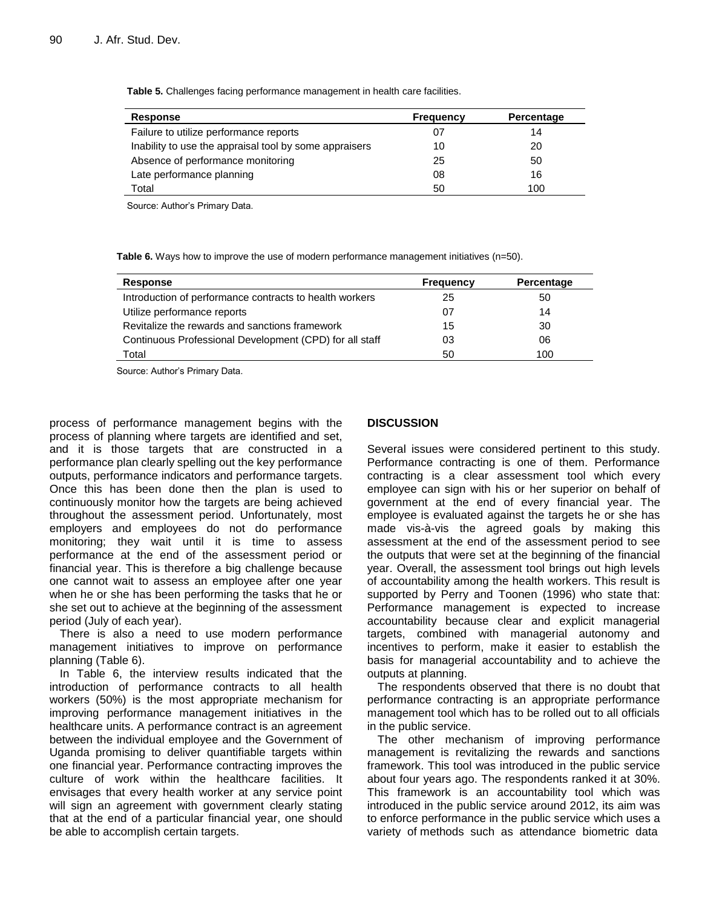**Table 5.** Challenges facing performance management in health care facilities.

| Response | Frequency | Percentage |
|---|---|---|
| Failure to utilize performance reports | 07 | 14 |
| Inability to use the appraisal tool by some appraisers | 10 | 20 |
| Absence of performance monitoring | 25 | 50 |
| Late performance planning | 08 | 16 |
| Total | 50 | 100 |

Source: Author's Primary Data.

**Table 6.** Ways how to improve the use of modern performance management initiatives (n=50).

| Response | Frequency | Percentage |
|---|---|---|
| Introduction of performance contracts to health workers | 25 | 50 |
| Utilize performance reports | 07 | 14 |
| Revitalize the rewards and sanctions framework | 15 | 30 |
| Continuous Professional Development (CPD) for all staff | 03 | 06 |
| Total | 50 | 100 |

Source: Author's Primary Data.

process of performance management begins with the process of planning where targets are identified and set, and it is those targets that are constructed in a performance plan clearly spelling out the key performance outputs, performance indicators and performance targets. Once this has been done then the plan is used to continuously monitor how the targets are being achieved throughout the assessment period. Unfortunately, most employers and employees do not do performance monitoring; they wait until it is time to assess performance at the end of the assessment period or financial year. This is therefore a big challenge because one cannot wait to assess an employee after one year when he or she has been performing the tasks that he or she set out to achieve at the beginning of the assessment period (July of each year).

There is also a need to use modern performance management initiatives to improve on performance planning (Table 6).

In Table 6, the interview results indicated that the introduction of performance contracts to all health workers (50%) is the most appropriate mechanism for improving performance management initiatives in the healthcare units. A performance contract is an agreement between the individual employee and the Government of Uganda promising to deliver quantifiable targets within one financial year. Performance contracting improves the culture of work within the healthcare facilities. It envisages that every health worker at any service point will sign an agreement with government clearly stating that at the end of a particular financial year, one should be able to accomplish certain targets.

## DISCUSSION

Several issues were considered pertinent to this study. Performance contracting is one of them. Performance contracting is a clear assessment tool which every employee can sign with his or her superior on behalf of government at the end of every financial year. The employee is evaluated against the targets he or she has made vis-à-vis the agreed goals by making this assessment at the end of the assessment period to see the outputs that were set at the beginning of the financial year. Overall, the assessment tool brings out high levels of accountability among the health workers. This result is supported by Perry and Toonen (1996) who state that: Performance management is expected to increase accountability because clear and explicit managerial targets, combined with managerial autonomy and incentives to perform, make it easier to establish the basis for managerial accountability and to achieve the outputs at planning.

The respondents observed that there is no doubt that performance contracting is an appropriate performance management tool which has to be rolled out to all officials in the public service.

The other mechanism of improving performance management is revitalizing the rewards and sanctions framework. This tool was introduced in the public service about four years ago. The respondents ranked it at 30%. This framework is an accountability tool which was introduced in the public service around 2012, its aim was to enforce performance in the public service which uses a variety of methods such as attendance biometric data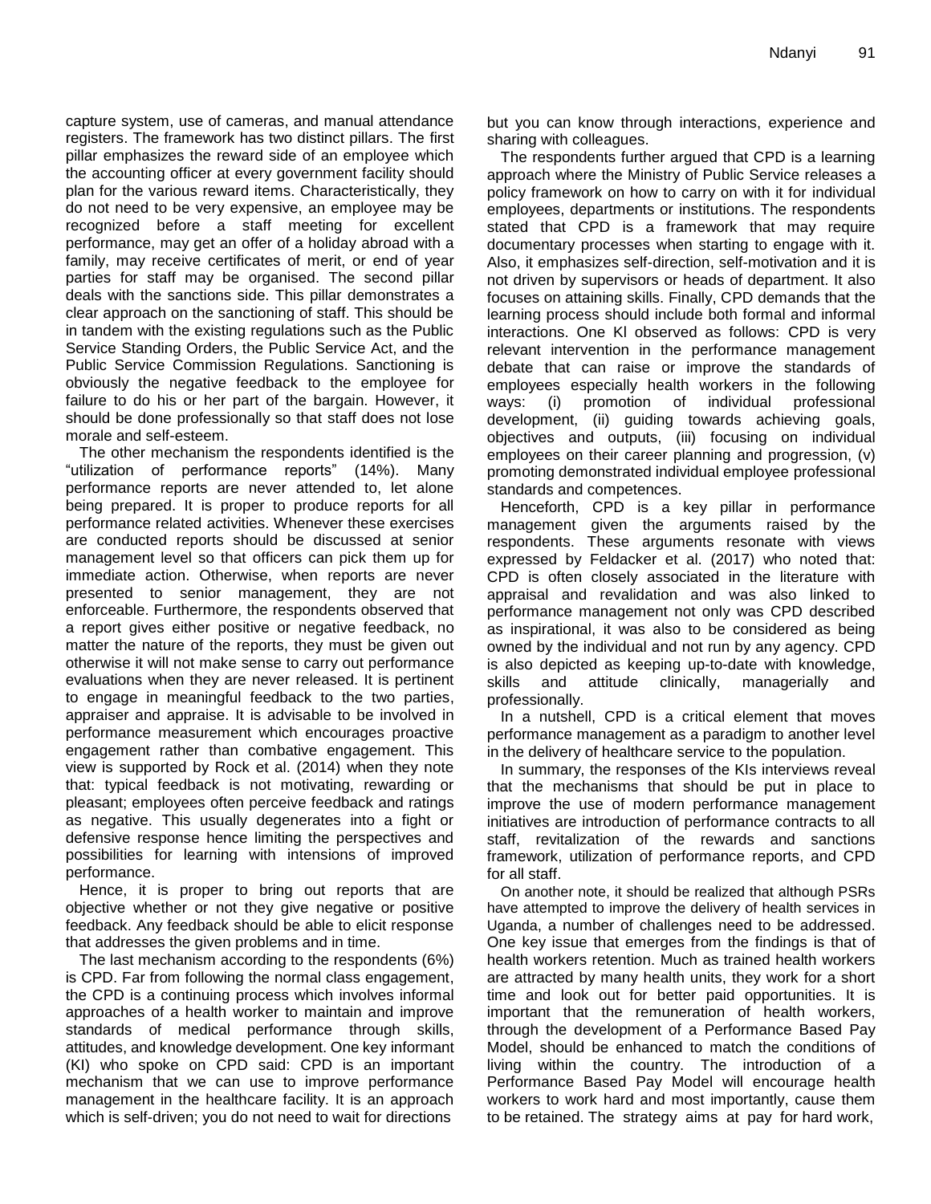capture system, use of cameras, and manual attendance registers. The framework has two distinct pillars. The first pillar emphasizes the reward side of an employee which the accounting officer at every government facility should plan for the various reward items. Characteristically, they do not need to be very expensive, an employee may be recognized before a staff meeting for excellent performance, may get an offer of a holiday abroad with a family, may receive certificates of merit, or end of year parties for staff may be organised. The second pillar deals with the sanctions side. This pillar demonstrates a clear approach on the sanctioning of staff. This should be in tandem with the existing regulations such as the Public Service Standing Orders, the Public Service Act, and the Public Service Commission Regulations. Sanctioning is obviously the negative feedback to the employee for failure to do his or her part of the bargain. However, it should be done professionally so that staff does not lose morale and self-esteem.

The other mechanism the respondents identified is the "utilization of performance reports" (14%). Many performance reports are never attended to, let alone being prepared. It is proper to produce reports for all performance related activities. Whenever these exercises are conducted reports should be discussed at senior management level so that officers can pick them up for immediate action. Otherwise, when reports are never presented to senior management, they are not enforceable. Furthermore, the respondents observed that a report gives either positive or negative feedback, no matter the nature of the reports, they must be given out otherwise it will not make sense to carry out performance evaluations when they are never released. It is pertinent to engage in meaningful feedback to the two parties, appraiser and appraise. It is advisable to be involved in performance measurement which encourages proactive engagement rather than combative engagement. This view is supported by Rock et al. (2014) when they note that: typical feedback is not motivating, rewarding or pleasant; employees often perceive feedback and ratings as negative. This usually degenerates into a fight or defensive response hence limiting the perspectives and possibilities for learning with intensions of improved performance.

Hence, it is proper to bring out reports that are objective whether or not they give negative or positive feedback. Any feedback should be able to elicit response that addresses the given problems and in time.

The last mechanism according to the respondents (6%) is CPD. Far from following the normal class engagement, the CPD is a continuing process which involves informal approaches of a health worker to maintain and improve standards of medical performance through skills, attitudes, and knowledge development. One key informant (KI) who spoke on CPD said: CPD is an important mechanism that we can use to improve performance management in the healthcare facility. It is an approach which is self-driven; you do not need to wait for directions but you can know through interactions, experience and sharing with colleagues.

The respondents further argued that CPD is a learning approach where the Ministry of Public Service releases a policy framework on how to carry on with it for individual employees, departments or institutions. The respondents stated that CPD is a framework that may require documentary processes when starting to engage with it. Also, it emphasizes self-direction, self-motivation and it is not driven by supervisors or heads of department. It also focuses on attaining skills. Finally, CPD demands that the learning process should include both formal and informal interactions. One KI observed as follows: CPD is very relevant intervention in the performance management debate that can raise or improve the standards of employees especially health workers in the following ways: (i) promotion of individual professional development, (ii) guiding towards achieving goals, objectives and outputs, (iii) focusing on individual employees on their career planning and progression, (v) promoting demonstrated individual employee professional standards and competences.

Henceforth, CPD is a key pillar in performance management given the arguments raised by the respondents. These arguments resonate with views expressed by Feldacker et al. (2017) who noted that: CPD is often closely associated in the literature with appraisal and revalidation and was also linked to performance management not only was CPD described as inspirational, it was also to be considered as being owned by the individual and not run by any agency. CPD is also depicted as keeping up-to-date with knowledge, skills and attitude clinically, managerially and professionally.

In a nutshell, CPD is a critical element that moves performance management as a paradigm to another level in the delivery of healthcare service to the population.

In summary, the responses of the KIs interviews reveal that the mechanisms that should be put in place to improve the use of modern performance management initiatives are introduction of performance contracts to all staff, revitalization of the rewards and sanctions framework, utilization of performance reports, and CPD for all staff.

On another note, it should be realized that although PSRs have attempted to improve the delivery of health services in Uganda, a number of challenges need to be addressed. One key issue that emerges from the findings is that of health workers retention. Much as trained health workers are attracted by many health units, they work for a short time and look out for better paid opportunities. It is important that the remuneration of health workers, through the development of a Performance Based Pay Model, should be enhanced to match the conditions of living within the country. The introduction of a Performance Based Pay Model will encourage health workers to work hard and most importantly, cause them to be retained. The strategy aims at pay for hard work,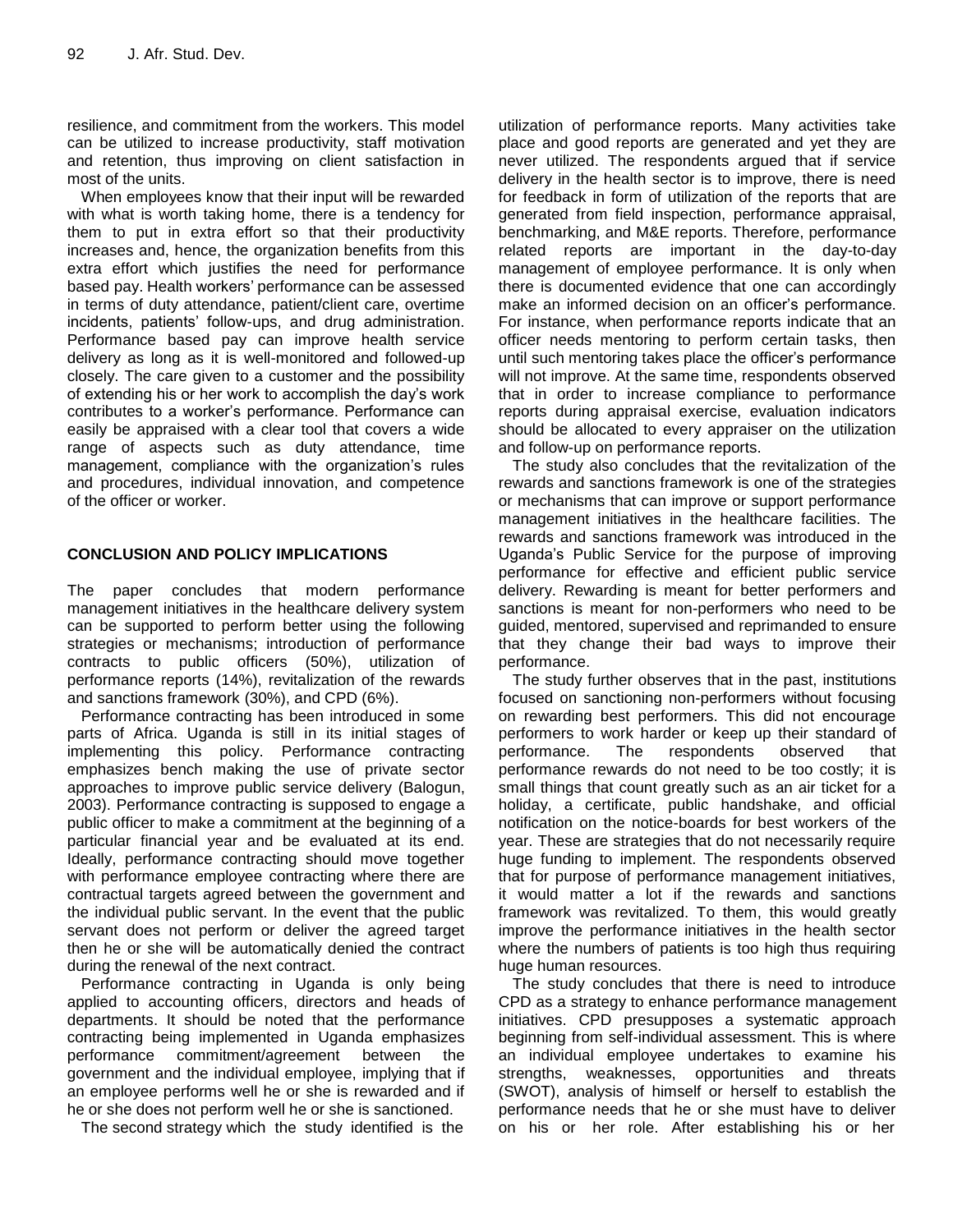resilience, and commitment from the workers. This model can be utilized to increase productivity, staff motivation and retention, thus improving on client satisfaction in most of the units.

When employees know that their input will be rewarded with what is worth taking home, there is a tendency for them to put in extra effort so that their productivity increases and, hence, the organization benefits from this extra effort which justifies the need for performance based pay. Health workers' performance can be assessed in terms of duty attendance, patient/client care, overtime incidents, patients' follow-ups, and drug administration. Performance based pay can improve health service delivery as long as it is well-monitored and followed-up closely. The care given to a customer and the possibility of extending his or her work to accomplish the day's work contributes to a worker's performance. Performance can easily be appraised with a clear tool that covers a wide range of aspects such as duty attendance, time management, compliance with the organization's rules and procedures, individual innovation, and competence of the officer or worker.

## CONCLUSION AND POLICY IMPLICATIONS

The paper concludes that modern performance management initiatives in the healthcare delivery system can be supported to perform better using the following strategies or mechanisms; introduction of performance contracts to public officers (50%), utilization of performance reports (14%), revitalization of the rewards and sanctions framework (30%), and CPD (6%).

Performance contracting has been introduced in some parts of Africa. Uganda is still in its initial stages of implementing this policy. Performance contracting emphasizes bench making the use of private sector approaches to improve public service delivery (Balogun, 2003). Performance contracting is supposed to engage a public officer to make a commitment at the beginning of a particular financial year and be evaluated at its end. Ideally, performance contracting should move together with performance employee contracting where there are contractual targets agreed between the government and the individual public servant. In the event that the public servant does not perform or deliver the agreed target then he or she will be automatically denied the contract during the renewal of the next contract.

Performance contracting in Uganda is only being applied to accounting officers, directors and heads of departments. It should be noted that the performance contracting being implemented in Uganda emphasizes performance commitment/agreement between the government and the individual employee, implying that if an employee performs well he or she is rewarded and if he or she does not perform well he or she is sanctioned.

The second strategy which the study identified is the utilization of performance reports. Many activities take place and good reports are generated and yet they are never utilized. The respondents argued that if service delivery in the health sector is to improve, there is need for feedback in form of utilization of the reports that are generated from field inspection, performance appraisal, benchmarking, and M&E reports. Therefore, performance related reports are important in the day-to-day management of employee performance. It is only when there is documented evidence that one can accordingly make an informed decision on an officer's performance. For instance, when performance reports indicate that an officer needs mentoring to perform certain tasks, then until such mentoring takes place the officer's performance will not improve. At the same time, respondents observed that in order to increase compliance to performance reports during appraisal exercise, evaluation indicators should be allocated to every appraiser on the utilization and follow-up on performance reports.

The study also concludes that the revitalization of the rewards and sanctions framework is one of the strategies or mechanisms that can improve or support performance management initiatives in the healthcare facilities. The rewards and sanctions framework was introduced in the Uganda's Public Service for the purpose of improving performance for effective and efficient public service delivery. Rewarding is meant for better performers and sanctions is meant for non-performers who need to be guided, mentored, supervised and reprimanded to ensure that they change their bad ways to improve their performance.

The study further observes that in the past, institutions focused on sanctioning non-performers without focusing on rewarding best performers. This did not encourage performers to work harder or keep up their standard of performance. The respondents observed that performance rewards do not need to be too costly; it is small things that count greatly such as an air ticket for a holiday, a certificate, public handshake, and official notification on the notice-boards for best workers of the year. These are strategies that do not necessarily require huge funding to implement. The respondents observed that for purpose of performance management initiatives, it would matter a lot if the rewards and sanctions framework was revitalized. To them, this would greatly improve the performance initiatives in the health sector where the numbers of patients is too high thus requiring huge human resources.

The study concludes that there is need to introduce CPD as a strategy to enhance performance management initiatives. CPD presupposes a systematic approach beginning from self-individual assessment. This is where an individual employee undertakes to examine his strengths, weaknesses, opportunities and threats (SWOT), analysis of himself or herself to establish the performance needs that he or she must have to deliver on his or her role. After establishing his or her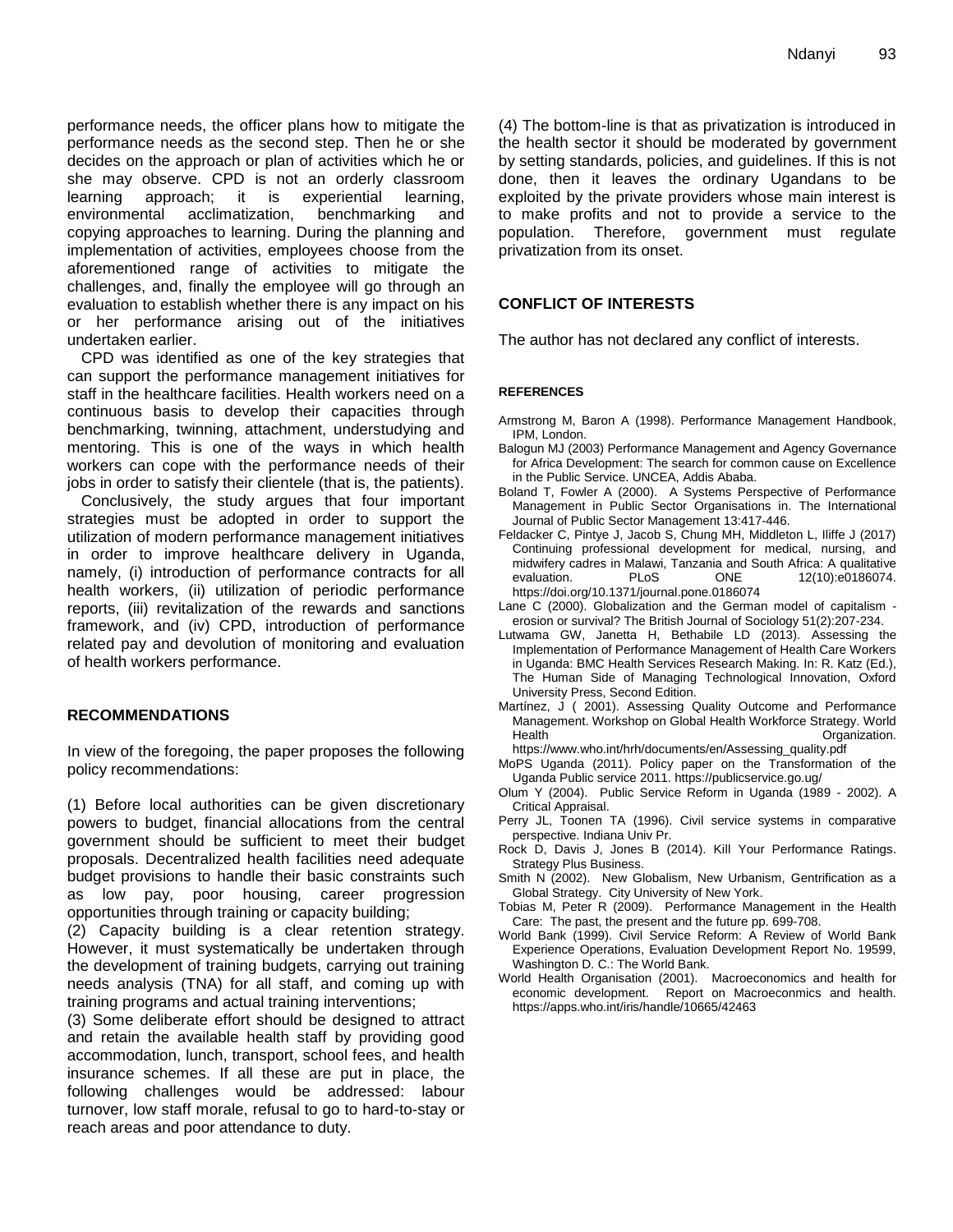performance needs, the officer plans how to mitigate the performance needs as the second step. Then he or she decides on the approach or plan of activities which he or she may observe. CPD is not an orderly classroom learning approach; it is experiential learning, environmental acclimatization, benchmarking and copying approaches to learning. During the planning and implementation of activities, employees choose from the aforementioned range of activities to mitigate the challenges, and, finally the employee will go through an evaluation to establish whether there is any impact on his or her performance arising out of the initiatives undertaken earlier.

CPD was identified as one of the key strategies that can support the performance management initiatives for staff in the healthcare facilities. Health workers need on a continuous basis to develop their capacities through benchmarking, twinning, attachment, understudying and mentoring. This is one of the ways in which health workers can cope with the performance needs of their jobs in order to satisfy their clientele (that is, the patients).

Conclusively, the study argues that four important strategies must be adopted in order to support the utilization of modern performance management initiatives in order to improve healthcare delivery in Uganda, namely, (i) introduction of performance contracts for all health workers, (ii) utilization of periodic performance reports, (iii) revitalization of the rewards and sanctions framework, and (iv) CPD, introduction of performance related pay and devolution of monitoring and evaluation of health workers performance.

## RECOMMENDATIONS

In view of the foregoing, the paper proposes the following policy recommendations:

(1) Before local authorities can be given discretionary powers to budget, financial allocations from the central government should be sufficient to meet their budget proposals. Decentralized health facilities need adequate budget provisions to handle their basic constraints such as low pay, poor housing, career progression opportunities through training or capacity building;

(2) Capacity building is a clear retention strategy. However, it must systematically be undertaken through the development of training budgets, carrying out training needs analysis (TNA) for all staff, and coming up with training programs and actual training interventions;

(3) Some deliberate effort should be designed to attract and retain the available health staff by providing good accommodation, lunch, transport, school fees, and health insurance schemes. If all these are put in place, the following challenges would be addressed: labour turnover, low staff morale, refusal to go to hard-to-stay or reach areas and poor attendance to duty.

(4) The bottom-line is that as privatization is introduced in the health sector it should be moderated by government by setting standards, policies, and guidelines. If this is not done, then it leaves the ordinary Ugandans to be exploited by the private providers whose main interest is to make profits and not to provide a service to the population. Therefore, government must regulate privatization from its onset.

## CONFLICT OF INTERESTS

The author has not declared any conflict of interests.

## REFERENCES

Armstrong M, Baron A (1998). Performance Management Handbook, IPM, London.

Balogun MJ (2003) Performance Management and Agency Governance for Africa Development: The search for common cause on Excellence in the Public Service. UNCEA, Addis Ababa.

Boland T, Fowler A (2000). A Systems Perspective of Performance Management in Public Sector Organisations in. The International Journal of Public Sector Management 13:417-446.

Feldacker C, Pintye J, Jacob S, Chung MH, Middleton L, Iliffe J (2017) Continuing professional development for medical, nursing, and midwifery cadres in Malawi, Tanzania and South Africa: A qualitative evaluation. PLoS ONE 12(10):e0186074. https://doi.org/10.1371/journal.pone.0186074

Lane C (2000). Globalization and the German model of capitalism - erosion or survival? The British Journal of Sociology 51(2):207-234.

Lutwama GW, Janetta H, Bethabile LD (2013). Assessing the Implementation of Performance Management of Health Care Workers in Uganda: BMC Health Services Research Making. In: R. Katz (Ed.), The Human Side of Managing Technological Innovation, Oxford University Press, Second Edition.

Martínez, J ( 2001). Assessing Quality Outcome and Performance Management. Workshop on Global Health Workforce Strategy. World Health Organization. https://www.who.int/hrh/documents/en/Assessing_quality.pdf

MoPS Uganda (2011). Policy paper on the Transformation of the Uganda Public service 2011. https://publicservice.go.ug/

Olum Y (2004). Public Service Reform in Uganda (1989 - 2002). A Critical Appraisal.

Perry JL, Toonen TA (1996). Civil service systems in comparative perspective. Indiana Univ Pr.

Rock D, Davis J, Jones B (2014). Kill Your Performance Ratings. Strategy Plus Business.

Smith N (2002). New Globalism, New Urbanism, Gentrification as a Global Strategy. City University of New York.

Tobias M, Peter R (2009). Performance Management in the Health Care: The past, the present and the future pp. 699-708.

World Bank (1999). Civil Service Reform: A Review of World Bank Experience Operations, Evaluation Development Report No. 19599, Washington D. C.: The World Bank.

World Health Organisation (2001). Macroeconomics and health for economic development. Report on Macroeconmics and health. https://apps.who.int/iris/handle/10665/42463